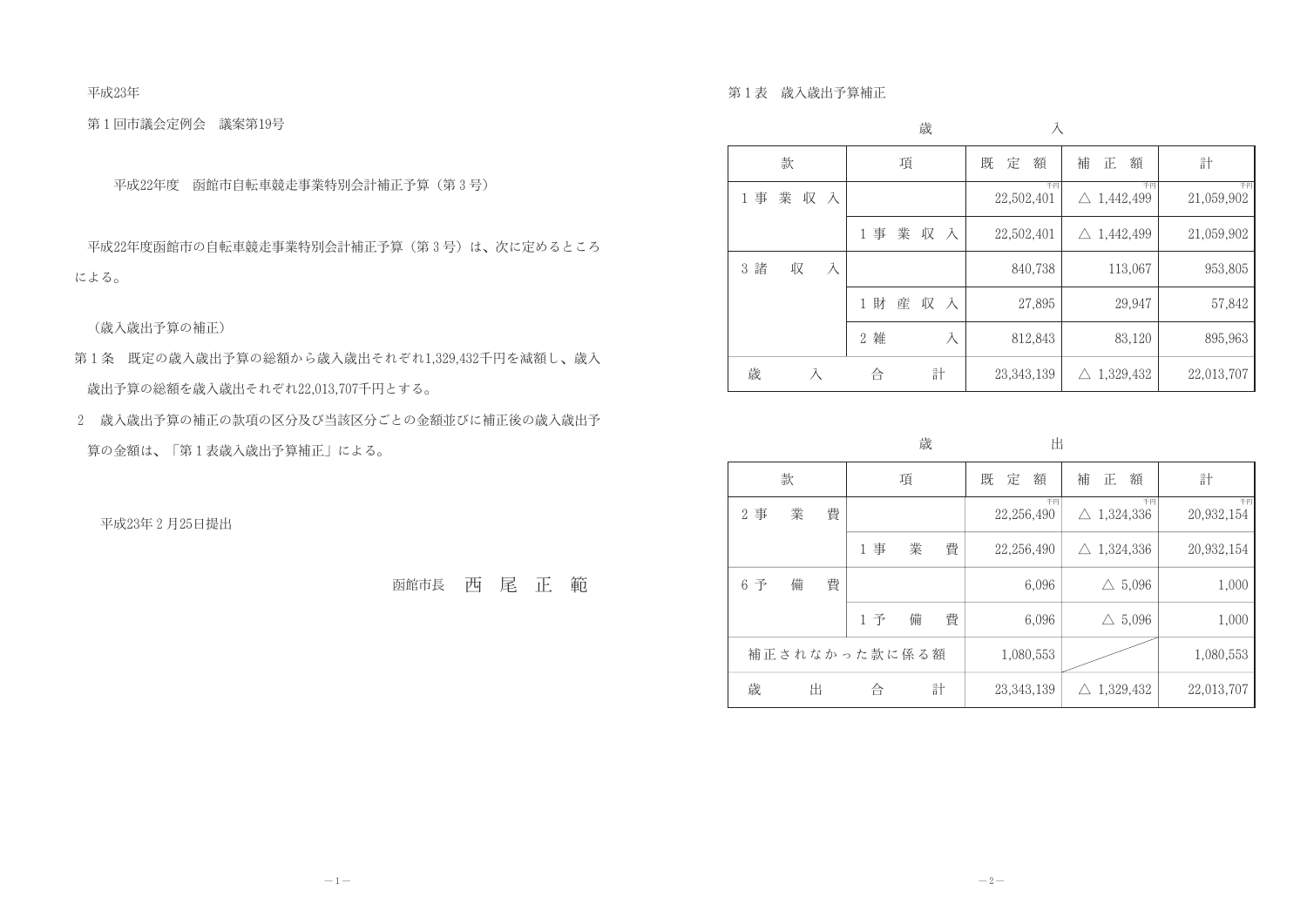平成23年

第１回市議会定例会　議案第19号

## 平成22年度　函館市自転車競走事業特別会計補正予算（第３号）

平成22年度函館市の自転車競走事業特別会計補正予算（第３号）は、次に定めるところによる。

（歳入歳出予算の補正）

第１条　既定の歳入歳出予算の総額から歳入歳出それぞれ1,329,432千円を減額し、歳入歳出予算の総額を歳入歳出それぞれ22,013,707千円とする。

2　歳入歳出予算の補正の款項の区分及び当該区分ごとの金額並びに補正後の歳入歳出予算の金額は、「第１表歳入歳出予算補正」による。

平成23年２月25日提出

函館市長　西　尾　正　範

第１表　歳入歳出予算補正

歳　　　入

| 款 | 項 | 既定額 | 補正額 | 計 |
|---|---|---|---|---|
| １事業収入 | | 千円 22,502,401 | 千円 △ 1,442,499 | 千円 21,059,902 |
| | １事業収入 | 22,502,401 | △ 1,442,499 | 21,059,902 |
| ３諸収入 | | 840,738 | 113,067 | 953,805 |
| | １財産収入 | 27,895 | 29,947 | 57,842 |
| | ２雑入 | 812,843 | 83,120 | 895,963 |
| 歳入合計 | | 23,343,139 | △ 1,329,432 | 22,013,707 |

歳　　　出

| 款 | 項 | 既定額 | 補正額 | 計 |
|---|---|---|---|---|
| ２事業費 | | 千円 22,256,490 | 千円 △ 1,324,336 | 千円 20,932,154 |
| | １事業費 | 22,256,490 | △ 1,324,336 | 20,932,154 |
| ６予備費 | | 6,096 | △ 5,096 | 1,000 |
| | １予備費 | 6,096 | △ 5,096 | 1,000 |
| 補正されなかった款に係る額 | | 1,080,553 | | 1,080,553 |
| 歳出合計 | | 23,343,139 | △ 1,329,432 | 22,013,707 |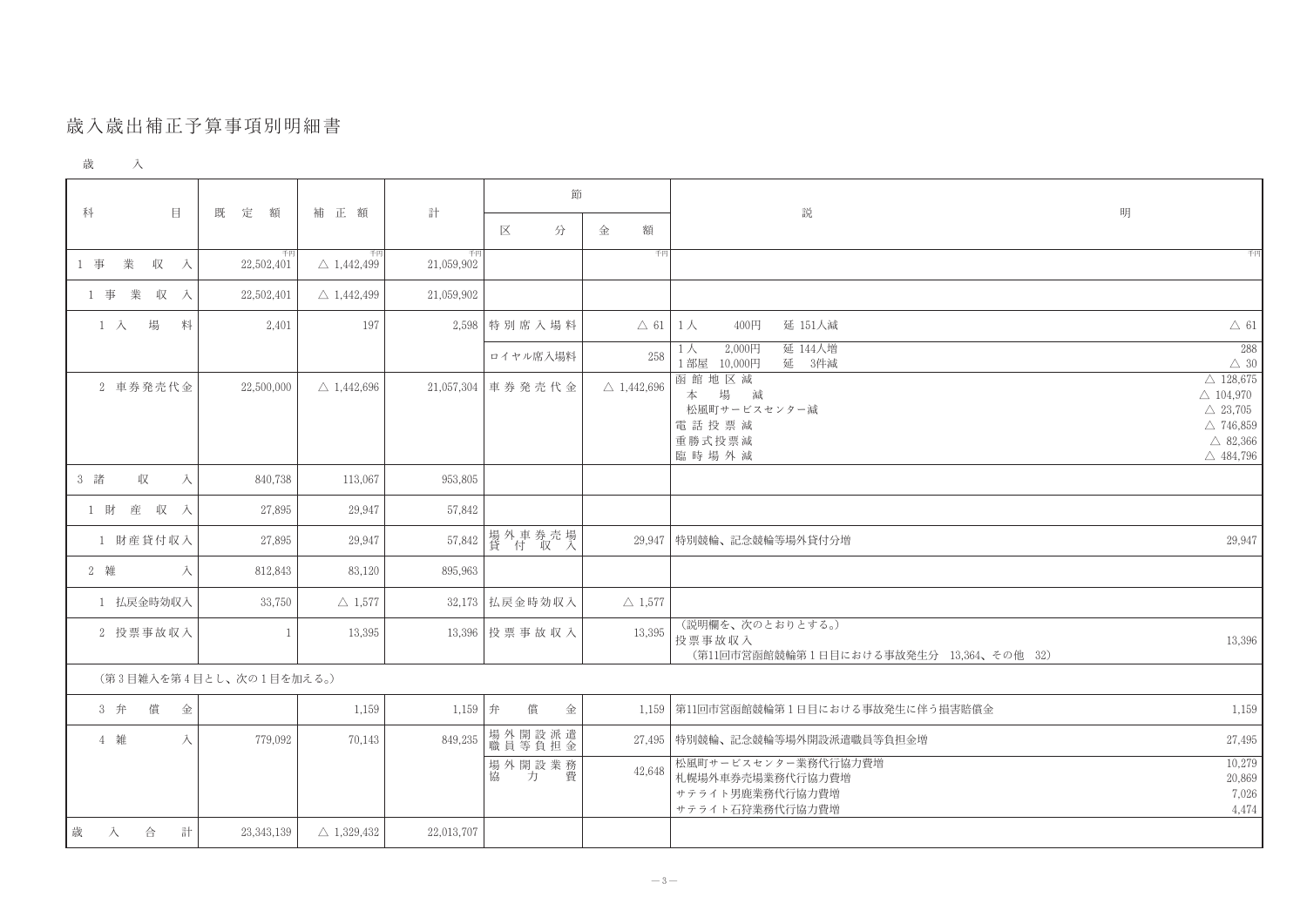# 歳入歳出補正予算事項別明細書

歳　　入

| 科　　目 | 既定額 | 補正額 | 計 | 節 区分 | 節 金額 | 説明 | |
|---|---|---|---|---|---|---|---|
| | 千円 | 千円 | 千円 | | 千円 | | 千円 |
| 1 事業収入 | 22,502,401 | △ 1,442,499 | 21,059,902 | | | | |
| 1 事業収入 | 22,502,401 | △ 1,442,499 | 21,059,902 | | | | |
| 1 入場料 | 2,401 | 197 | 2,598 | 特別席入場料 | △ 61 | 1人　400円　延 151人減 | △ 61 |
| | | | | ロイヤル席入場料 | 258 | 1人　2,000円　延 144人増 | 288 |
| | | | | | | 1部屋　10,000円　延　3件減 | △ 30 |
| 2 車券発売代金 | 22,500,000 | △ 1,442,696 | 21,057,304 | 車券発売代金 | △ 1,442,696 | 函館地区減 | △ 128,675 |
| | | | | | | 本場減 | △ 104,970 |
| | | | | | | 松風町サービスセンター減 | △ 23,705 |
| | | | | | | 電話投票減 | △ 746,859 |
| | | | | | | 重勝式投票減 | △ 82,366 |
| | | | | | | 臨時場外減 | △ 484,796 |
| 3 諸収入 | 840,738 | 113,067 | 953,805 | | | | |
| 1 財産収入 | 27,895 | 29,947 | 57,842 | | | | |
| 1 財産貸付収入 | 27,895 | 29,947 | 57,842 | 場外車券売場貸付収入 | 29,947 | 特別競輪、記念競輪等場外貸付分増 | 29,947 |
| 2 雑入 | 812,843 | 83,120 | 895,963 | | | | |
| 1 払戻金時効収入 | 33,750 | △ 1,577 | 32,173 | 払戻金時効収入 | △ 1,577 | | |
| 2 投票事故収入 | 1 | 13,395 | 13,396 | 投票事故収入 | 13,395 | （説明欄を、次のとおりとする。） | |
| | | | | | | 投票事故収入 | 13,396 |
| | | | | | | （第11回市営函館競輪第1日目における事故発生分　13,364、その他　32） | |
| （第3目雑入を第4目とし、次の1目を加える。） | | | | | | | |
| 3 弁償金 | | 1,159 | 1,159 | 弁償金 | 1,159 | 第11回市営函館競輪第1日目における事故発生に伴う損害賠償金 | 1,159 |
| 4 雑入 | 779,092 | 70,143 | 849,235 | 場外開設派遣職員等負担金 | 27,495 | 特別競輪、記念競輪等場外開設派遣職員等負担金増 | 27,495 |
| | | | | 場外開設業務協力費 | 42,648 | 松風町サービスセンター業務代行協力費増 | 10,279 |
| | | | | | | 札幌場外車券売場業務代行協力費増 | 20,869 |
| | | | | | | サテライト男鹿業務代行協力費増 | 7,026 |
| | | | | | | サテライト石狩業務代行協力費増 | 4,474 |
| 歳入合計 | 23,343,139 | △ 1,329,432 | 22,013,707 | | | | |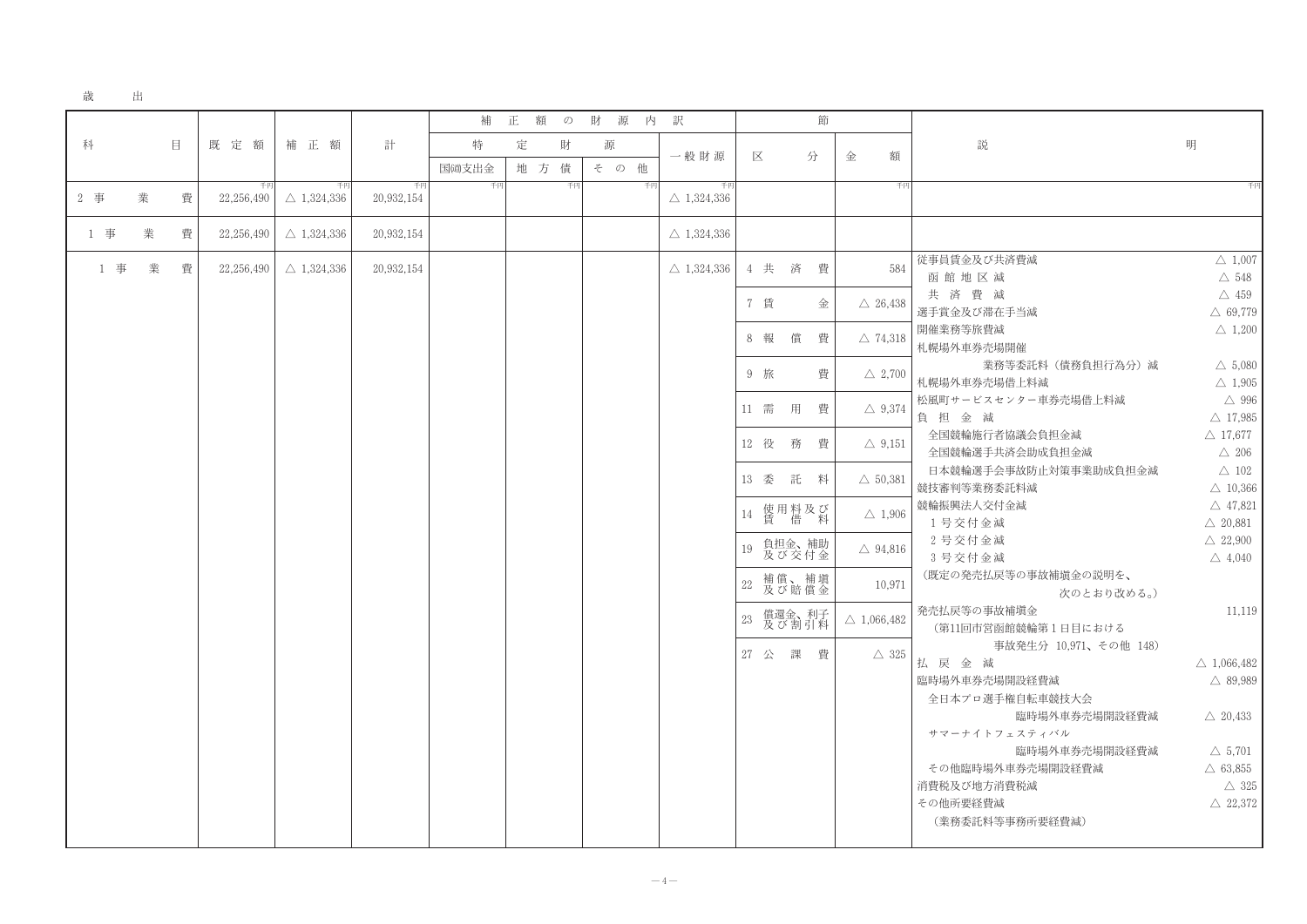歳　出

| 科目 | 既定額 | 補正額 | 計 | 補正額の財源内訳 | | | | 節 | | 説明 | |
|---|---|---|---|---|---|---|---|---|---|---|---|
| | | | | 特定財源 | | | 一般財源 | 区分 | 金額 | | |
| | | | | 国庫支出金 | 地方債 | その他 | | | | | |
| | 千円 | 千円 | 千円 | 千円 | 千円 | 千円 | 千円 | | 千円 | | 千円 |
| 2 事業費 | 22,256,490 | △ 1,324,336 | 20,932,154 | | | | △ 1,324,336 | | | | |
| 1 事業費 | 22,256,490 | △ 1,324,336 | 20,932,154 | | | | △ 1,324,336 | | | | |
| 1 事業費 | 22,256,490 | △ 1,324,336 | 20,932,154 | | | | △ 1,324,336 | 4 共済費 | 584 | 従事員賃金及び共済費減 | △ 1,007 |
| | | | | | | | | | | 函館地区減 | △ 548 |
| | | | | | | | | 7 賃金 | △ 26,438 | 共済費減 | △ 459 |
| | | | | | | | | | | 選手賞金及び滞在手当減 | △ 69,779 |
| | | | | | | | | 8 報償費 | △ 74,318 | 開催業務等旅費減 | △ 1,200 |
| | | | | | | | | | | 札幌場外車券売場開催業務等委託料（債務負担行為分）減 | △ 5,080 |
| | | | | | | | | 9 旅費 | △ 2,700 | 札幌場外車券売場借上料減 | △ 1,905 |
| | | | | | | | | | | 松風町サービスセンター車券売場借上料減 | △ 996 |
| | | | | | | | | 11 需用費 | △ 9,374 | 負担金減 | △ 17,985 |
| | | | | | | | | | | 全国競輪施行者協議会負担金減 | △ 17,677 |
| | | | | | | | | 12 役務費 | △ 9,151 | 全国競輪選手共済会助成負担金減 | △ 206 |
| | | | | | | | | | | 日本競輪選手会事故防止対策事業助成負担金減 | △ 102 |
| | | | | | | | | 13 委託料 | △ 50,381 | 競技審判等業務委託料減 | △ 10,366 |
| | | | | | | | | | | 競輪振興法人交付金減 | △ 47,821 |
| | | | | | | | | 14 使用料及び賃借料 | △ 1,906 | 1号交付金減 | △ 20,881 |
| | | | | | | | | | | 2号交付金減 | △ 22,900 |
| | | | | | | | | 19 負担金、補助及び交付金 | △ 94,816 | 3号交付金減 | △ 4,040 |
| | | | | | | | | | | （既定の発売払戻等の事故補塡金の説明を、次のとおり改める。） | |
| | | | | | | | | 22 補償、補塡及び賠償金 | 10,971 | 発売払戻等の事故補塡金 | 11,119 |
| | | | | | | | | | | （第11回市営函館競輪第1日目における事故発生分 10,971、その他 148） | |
| | | | | | | | | 23 償還金、利子及び割引料 | △ 1,066,482 | 払戻金減 | △ 1,066,482 |
| | | | | | | | | | | 臨時場外車券売場開設経費減 | △ 89,989 |
| | | | | | | | | 27 公課費 | △ 325 | 全日本プロ選手権自転車競技大会臨時場外車券売場開設経費減 | △ 20,433 |
| | | | | | | | | | | サマーナイトフェスティバル臨時場外車券売場開設経費減 | △ 5,701 |
| | | | | | | | | | | その他臨時場外車券売場開設経費減 | △ 63,855 |
| | | | | | | | | | | 消費税及び地方消費税減 | △ 325 |
| | | | | | | | | | | その他所要経費減 | △ 22,372 |
| | | | | | | | | | | （業務委託料等事務所要経費減） | |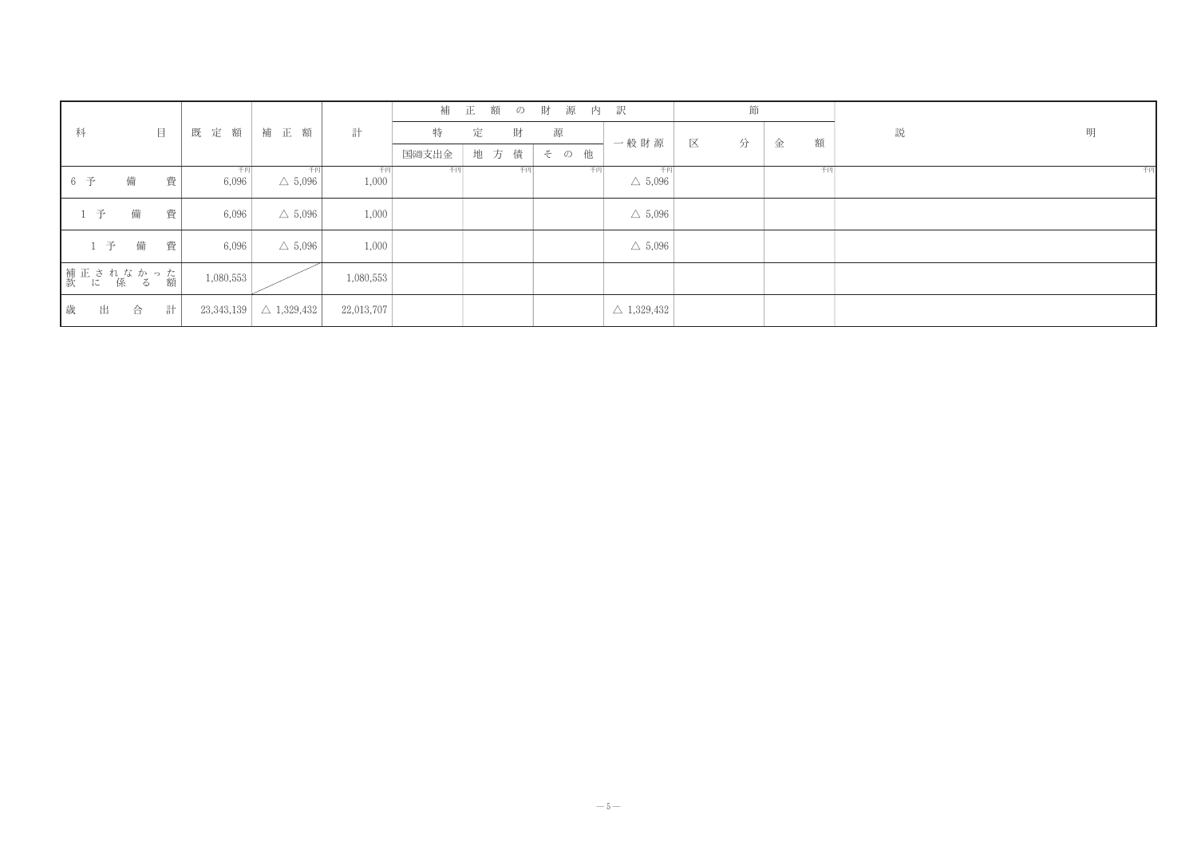| 科目 | 既定額 | 補正額 | 計 | 補正額の財源内訳 | | | | 節 | | 説明 |
|---|---|---|---|---|---|---|---|---|---|---|
| | | | | 特定財源 | | | 一般財源 | 区分 | 金額 | |
| | | | | 国庫支出金 | 地方債 | その他 | | | | |
| 6 予備費 | 千円 6,096 | 千円 △ 5,096 | 千円 1,000 | 千円 | 千円 | 千円 | 千円 △ 5,096 | | 千円 | 千円 |
| 1 予備費 | 6,096 | △ 5,096 | 1,000 | | | | △ 5,096 | | | |
| 1 予備費 | 6,096 | △ 5,096 | 1,000 | | | | △ 5,096 | | | |
| 補正されなかった款に係る額 | 1,080,553 | | 1,080,553 | | | | | | | |
| 歳出合計 | 23,343,139 | △ 1,329,432 | 22,013,707 | | | | △ 1,329,432 | | | |